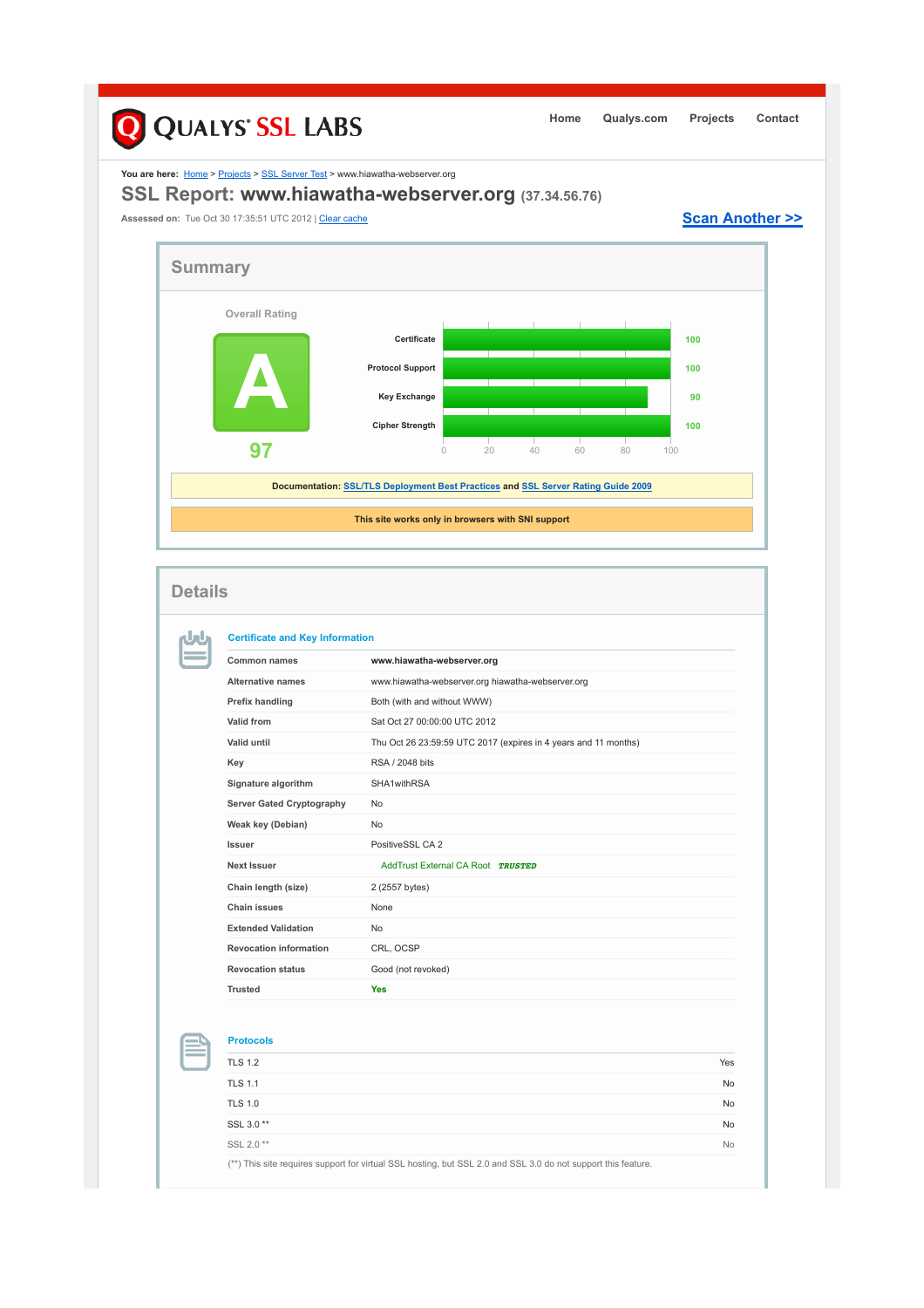QUALYS SSL LABS

Home | Qualys.com | Projects | Contact

You are here: Home > Projects > SSL Server Test > www.hiawatha-webserver.org

# SSL Report: www.hiawatha-webserver.org (37.34.56.76)

Assessed on: Tue Oct 30 17:35:51 UTC 2012 | Clear cache

Scan Another >>

## Summary

Overall Rating

**A**

**97**

| Category | Score |
|---|---|
| Certificate | 100 |
| Protocol Support | 100 |
| Key Exchange | 90 |
| Cipher Strength | 100 |

Documentation: SSL/TLS Deployment Best Practices and SSL Server Rating Guide 2009

This site works only in browsers with SNI support

## Details

### Certificate and Key Information

| | |
|---|---|
| Common names | **www.hiawatha-webserver.org** |
| Alternative names | www.hiawatha-webserver.org hiawatha-webserver.org |
| Prefix handling | Both (with and without WWW) |
| Valid from | Sat Oct 27 00:00:00 UTC 2012 |
| Valid until | Thu Oct 26 23:59:59 UTC 2017 (expires in 4 years and 11 months) |
| Key | RSA / 2048 bits |
| Signature algorithm | SHA1withRSA |
| Server Gated Cryptography | No |
| Weak key (Debian) | No |
| Issuer | PositiveSSL CA 2 |
| Next Issuer | AddTrust External CA Root *TRUSTED* |
| Chain length (size) | 2 (2557 bytes) |
| Chain issues | None |
| Extended Validation | No |
| Revocation information | CRL, OCSP |
| Revocation status | Good (not revoked) |
| Trusted | **Yes** |

### Protocols

| | |
|---|---|
| TLS 1.2 | Yes |
| TLS 1.1 | No |
| TLS 1.0 | No |
| SSL 3.0 ** | No |
| SSL 2.0 ** | No |

(**) This site requires support for virtual SSL hosting, but SSL 2.0 and SSL 3.0 do not support this feature.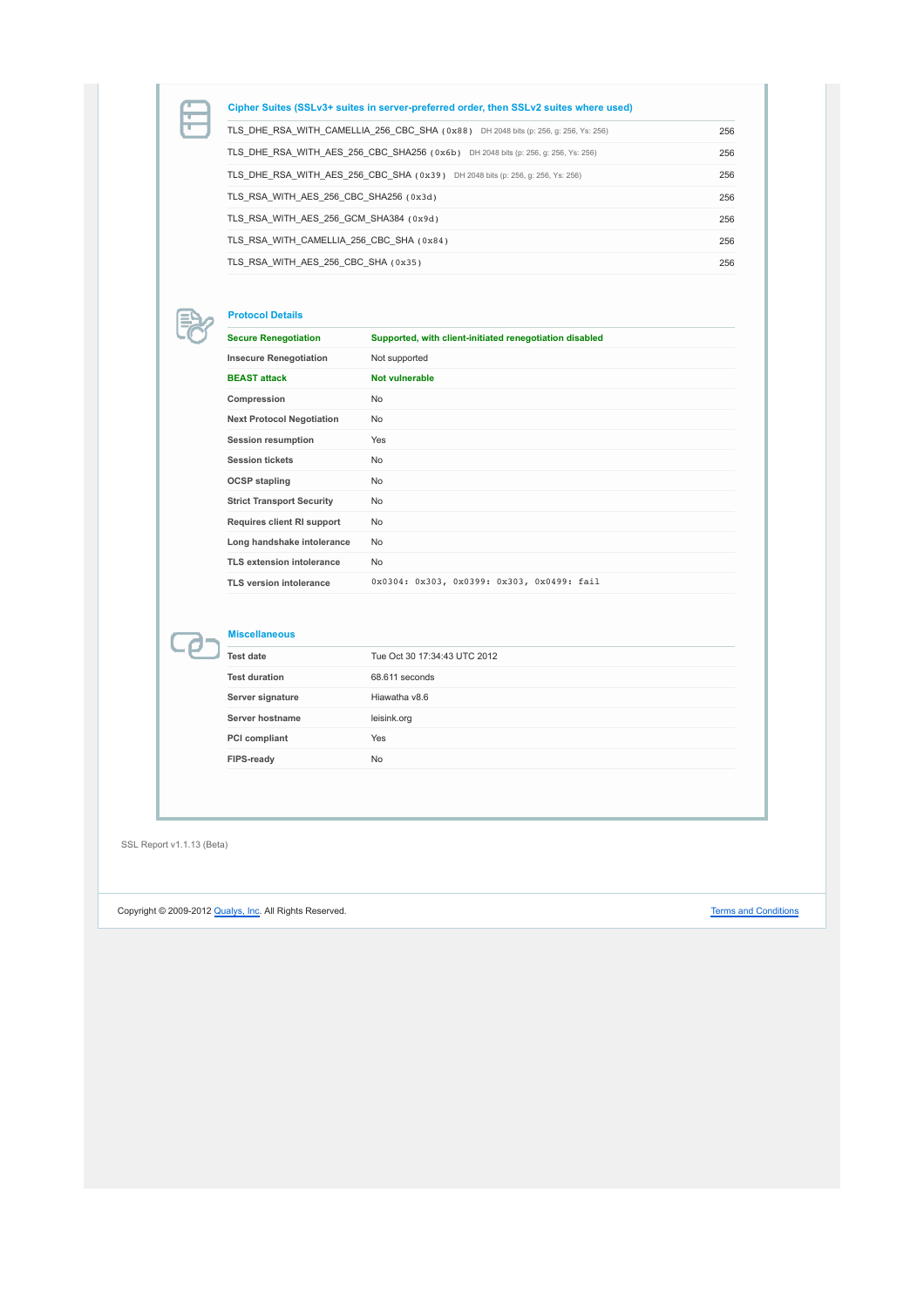## Cipher Suites (SSLv3+ suites in server-preferred order, then SSLv2 suites where used)

| | |
|---|---|
| TLS_DHE_RSA_WITH_CAMELLIA_256_CBC_SHA (0x88) DH 2048 bits (p: 256, g: 256, Ys: 256) | 256 |
| TLS_DHE_RSA_WITH_AES_256_CBC_SHA256 (0x6b) DH 2048 bits (p: 256, g: 256, Ys: 256) | 256 |
| TLS_DHE_RSA_WITH_AES_256_CBC_SHA (0x39) DH 2048 bits (p: 256, g: 256, Ys: 256) | 256 |
| TLS_RSA_WITH_AES_256_CBC_SHA256 (0x3d) | 256 |
| TLS_RSA_WITH_AES_256_GCM_SHA384 (0x9d) | 256 |
| TLS_RSA_WITH_CAMELLIA_256_CBC_SHA (0x84) | 256 |
| TLS_RSA_WITH_AES_256_CBC_SHA (0x35) | 256 |

## Protocol Details

| | |
|---|---|
| **Secure Renegotiation** | Supported, with client-initiated renegotiation disabled |
| **Insecure Renegotiation** | Not supported |
| **BEAST attack** | Not vulnerable |
| **Compression** | No |
| **Next Protocol Negotiation** | No |
| **Session resumption** | Yes |
| **Session tickets** | No |
| **OCSP stapling** | No |
| **Strict Transport Security** | No |
| **Requires client RI support** | No |
| **Long handshake intolerance** | No |
| **TLS extension intolerance** | No |
| **TLS version intolerance** | 0x0304: 0x303, 0x0399: 0x303, 0x0499: fail |

## Miscellaneous

| | |
|---|---|
| **Test date** | Tue Oct 30 17:34:43 UTC 2012 |
| **Test duration** | 68.611 seconds |
| **Server signature** | Hiawatha v8.6 |
| **Server hostname** | leisink.org |
| **PCI compliant** | Yes |
| **FIPS-ready** | No |

SSL Report v1.1.13 (Beta)

Copyright © 2009-2012 Qualys, Inc. All Rights Reserved. Terms and Conditions